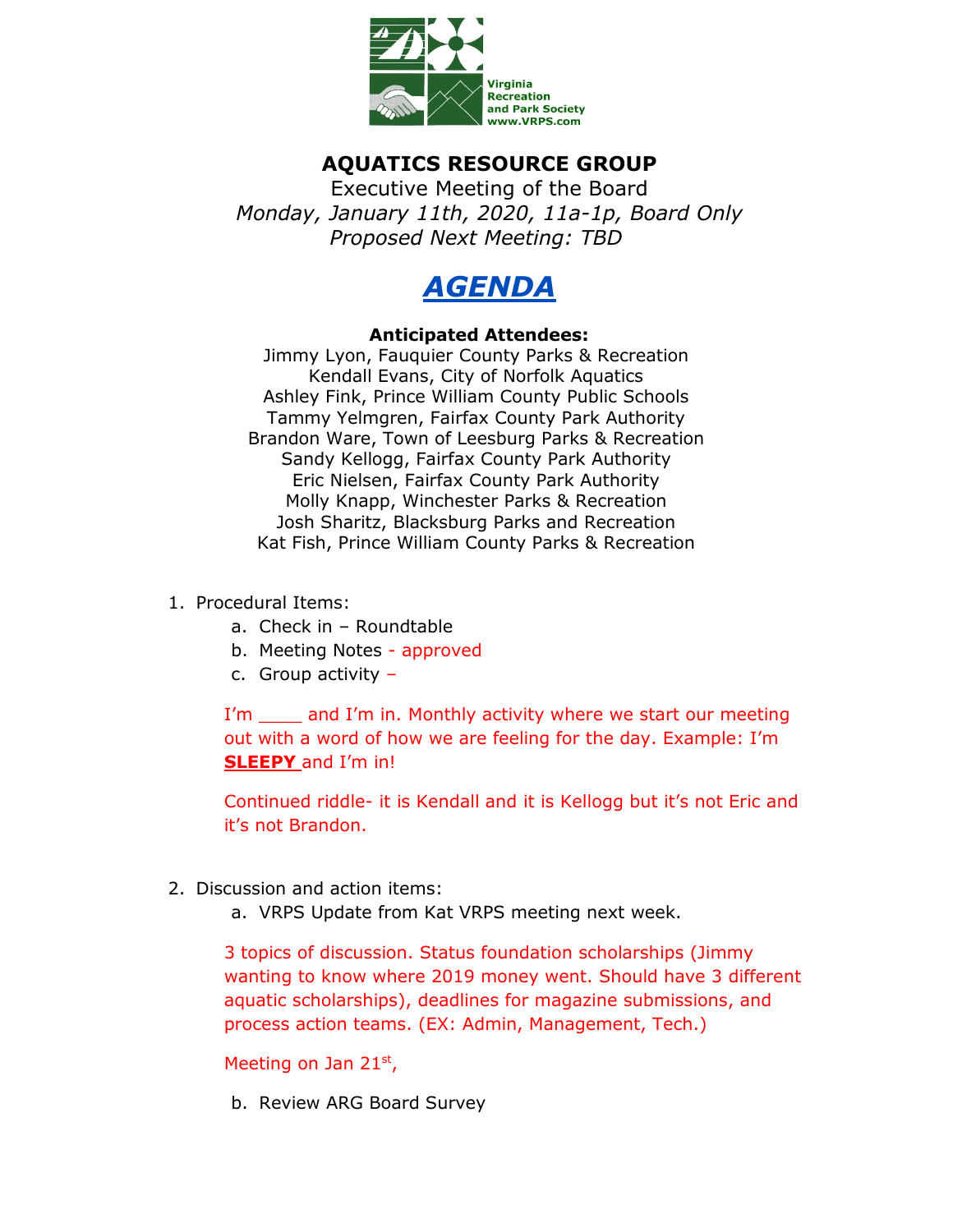Virginia Recreation and Park Society www.VRPS.com

# AQUATICS RESOURCE GROUP

Executive Meeting of the Board

*Monday, January 11th, 2020, 11a-1p, Board Only*

*Proposed Next Meeting: TBD*

## ***AGENDA***

**Anticipated Attendees:**

Jimmy Lyon, Fauquier County Parks & Recreation
Kendall Evans, City of Norfolk Aquatics
Ashley Fink, Prince William County Public Schools
Tammy Yelmgren, Fairfax County Park Authority
Brandon Ware, Town of Leesburg Parks & Recreation
Sandy Kellogg, Fairfax County Park Authority
Eric Nielsen, Fairfax County Park Authority
Molly Knapp, Winchester Parks & Recreation
Josh Sharitz, Blacksburg Parks and Recreation
Kat Fish, Prince William County Parks & Recreation

1. Procedural Items:
   a. Check in – Roundtable
   b. Meeting Notes - approved
   c. Group activity –

   I'm ____ and I'm in. Monthly activity where we start our meeting out with a word of how we are feeling for the day. Example: I'm **SLEEPY** and I'm in!

   Continued riddle- it is Kendall and it is Kellogg but it's not Eric and it's not Brandon.

2. Discussion and action items:
   a. VRPS Update from Kat VRPS meeting next week.

   3 topics of discussion. Status foundation scholarships (Jimmy wanting to know where 2019 money went. Should have 3 different aquatic scholarships), deadlines for magazine submissions, and process action teams. (EX: Admin, Management, Tech.)

   Meeting on Jan 21st,

   b. Review ARG Board Survey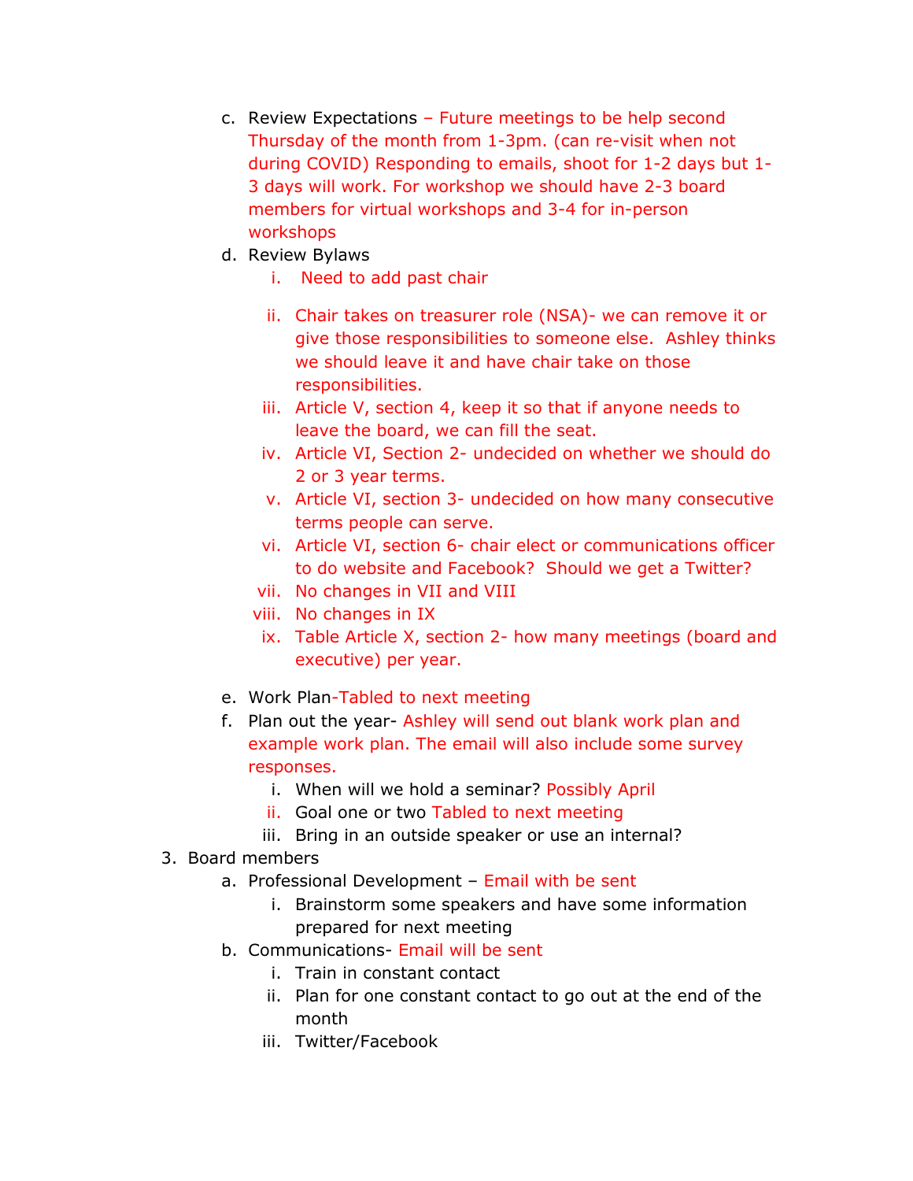c. Review Expectations – Future meetings to be help second Thursday of the month from 1-3pm. (can re-visit when not during COVID) Responding to emails, shoot for 1-2 days but 1-3 days will work. For workshop we should have 2-3 board members for virtual workshops and 3-4 for in-person workshops
   d. Review Bylaws
      i. Need to add past chair
      ii. Chair takes on treasurer role (NSA)- we can remove it or give those responsibilities to someone else. Ashley thinks we should leave it and have chair take on those responsibilities.
      iii. Article V, section 4, keep it so that if anyone needs to leave the board, we can fill the seat.
      iv. Article VI, Section 2- undecided on whether we should do 2 or 3 year terms.
      v. Article VI, section 3- undecided on how many consecutive terms people can serve.
      vi. Article VI, section 6- chair elect or communications officer to do website and Facebook? Should we get a Twitter?
      vii. No changes in VII and VIII
      viii. No changes in IX
      ix. Table Article X, section 2- how many meetings (board and executive) per year.
   e. Work Plan-Tabled to next meeting
   f. Plan out the year- Ashley will send out blank work plan and example work plan. The email will also include some survey responses.
      i. When will we hold a seminar? Possibly April
      ii. Goal one or two Tabled to next meeting
      iii. Bring in an outside speaker or use an internal?
3. Board members
   a. Professional Development – Email with be sent
      i. Brainstorm some speakers and have some information prepared for next meeting
   b. Communications- Email will be sent
      i. Train in constant contact
      ii. Plan for one constant contact to go out at the end of the month
      iii. Twitter/Facebook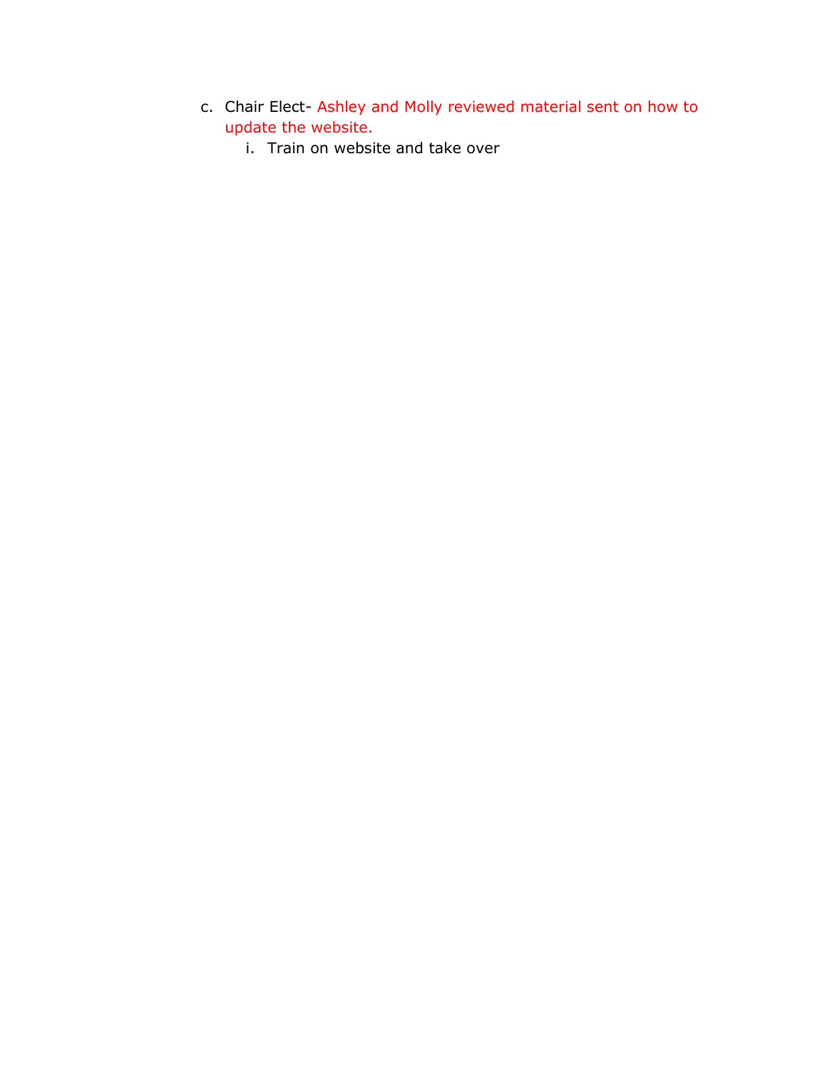c. Chair Elect- Ashley and Molly reviewed material sent on how to update the website.

    i. Train on website and take over